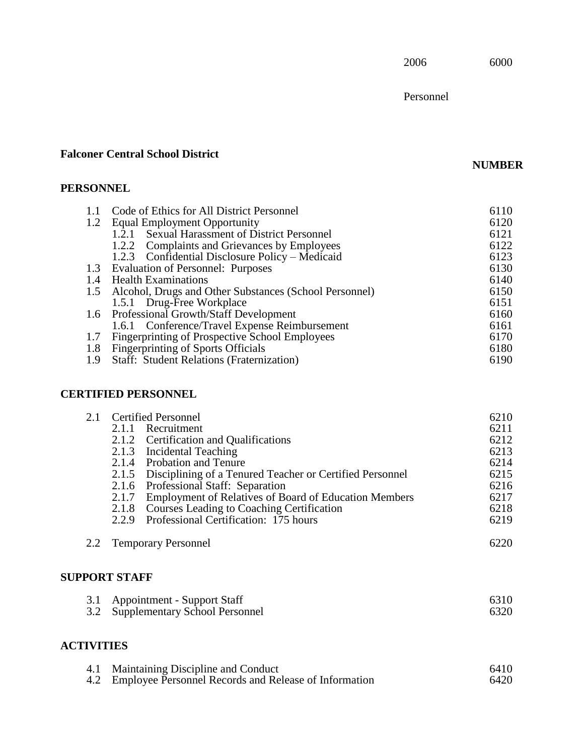2006 6000

Personnel

**Falconer Central School District**

**NUMBER**

## PERSONNEL

| | | |
|---|---|---|
| 1.1 | Code of Ethics for All District Personnel | 6110 |
| 1.2 | Equal Employment Opportunity | 6120 |
| | 1.2.1 Sexual Harassment of District Personnel | 6121 |
| | 1.2.2 Complaints and Grievances by Employees | 6122 |
| | 1.2.3 Confidential Disclosure Policy – Medicaid | 6123 |
| 1.3 | Evaluation of Personnel: Purposes | 6130 |
| 1.4 | Health Examinations | 6140 |
| 1.5 | Alcohol, Drugs and Other Substances (School Personnel) | 6150 |
| | 1.5.1 Drug-Free Workplace | 6151 |
| 1.6 | Professional Growth/Staff Development | 6160 |
| | 1.6.1 Conference/Travel Expense Reimbursement | 6161 |
| 1.7 | Fingerprinting of Prospective School Employees | 6170 |
| 1.8 | Fingerprinting of Sports Officials | 6180 |
| 1.9 | Staff: Student Relations (Fraternization) | 6190 |

## CERTIFIED PERSONNEL

| | | |
|---|---|---|
| 2.1 | Certified Personnel | 6210 |
| | 2.1.1 Recruitment | 6211 |
| | 2.1.2 Certification and Qualifications | 6212 |
| | 2.1.3 Incidental Teaching | 6213 |
| | 2.1.4 Probation and Tenure | 6214 |
| | 2.1.5 Disciplining of a Tenured Teacher or Certified Personnel | 6215 |
| | 2.1.6 Professional Staff: Separation | 6216 |
| | 2.1.7 Employment of Relatives of Board of Education Members | 6217 |
| | 2.1.8 Courses Leading to Coaching Certification | 6218 |
| | 2.2.9 Professional Certification: 175 hours | 6219 |
| 2.2 | Temporary Personnel | 6220 |

## SUPPORT STAFF

| | | |
|---|---|---|
| 3.1 | Appointment - Support Staff | 6310 |
| 3.2 | Supplementary School Personnel | 6320 |

## ACTIVITIES

| | | |
|---|---|---|
| 4.1 | Maintaining Discipline and Conduct | 6410 |
| 4.2 | Employee Personnel Records and Release of Information | 6420 |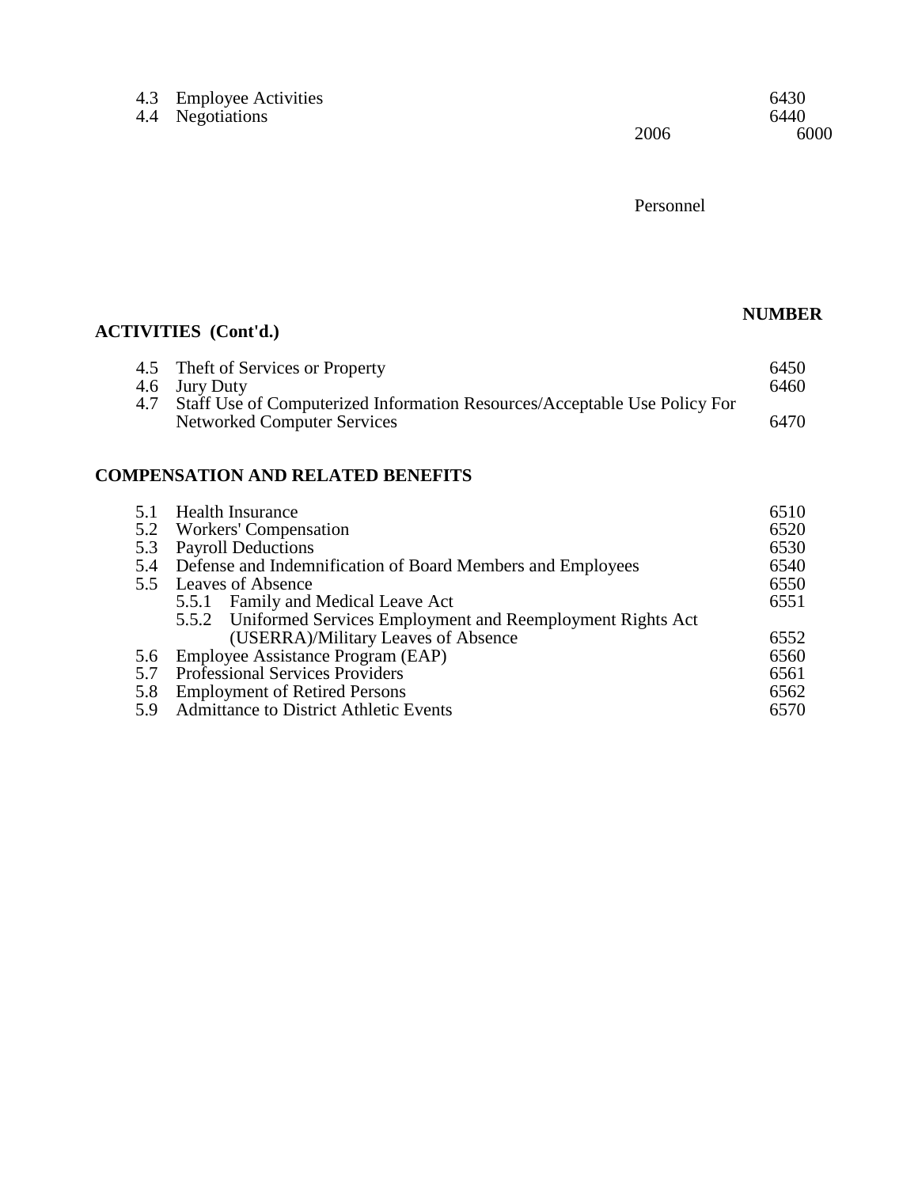| | | |
|---|---|---|
| 4.3 | Employee Activities | 6430 |
| 4.4 | Negotiations | 6440 |

**ACTIVITIES (Cont'd.)** **NUMBER**

| | | |
|---|---|---|
| 4.5 | Theft of Services or Property | 6450 |
| 4.6 | Jury Duty | 6460 |
| 4.7 | Staff Use of Computerized Information Resources/Acceptable Use Policy For Networked Computer Services | 6470 |

**COMPENSATION AND RELATED BENEFITS**

| | | |
|---|---|---|
| 5.1 | Health Insurance | 6510 |
| 5.2 | Workers' Compensation | 6520 |
| 5.3 | Payroll Deductions | 6530 |
| 5.4 | Defense and Indemnification of Board Members and Employees | 6540 |
| 5.5 | Leaves of Absence | 6550 |
| | 5.5.1 Family and Medical Leave Act | 6551 |
| | 5.5.2 Uniformed Services Employment and Reemployment Rights Act (USERRA)/Military Leaves of Absence | 6552 |
| 5.6 | Employee Assistance Program (EAP) | 6560 |
| 5.7 | Professional Services Providers | 6561 |
| 5.8 | Employment of Retired Persons | 6562 |
| 5.9 | Admittance to District Athletic Events | 6570 |